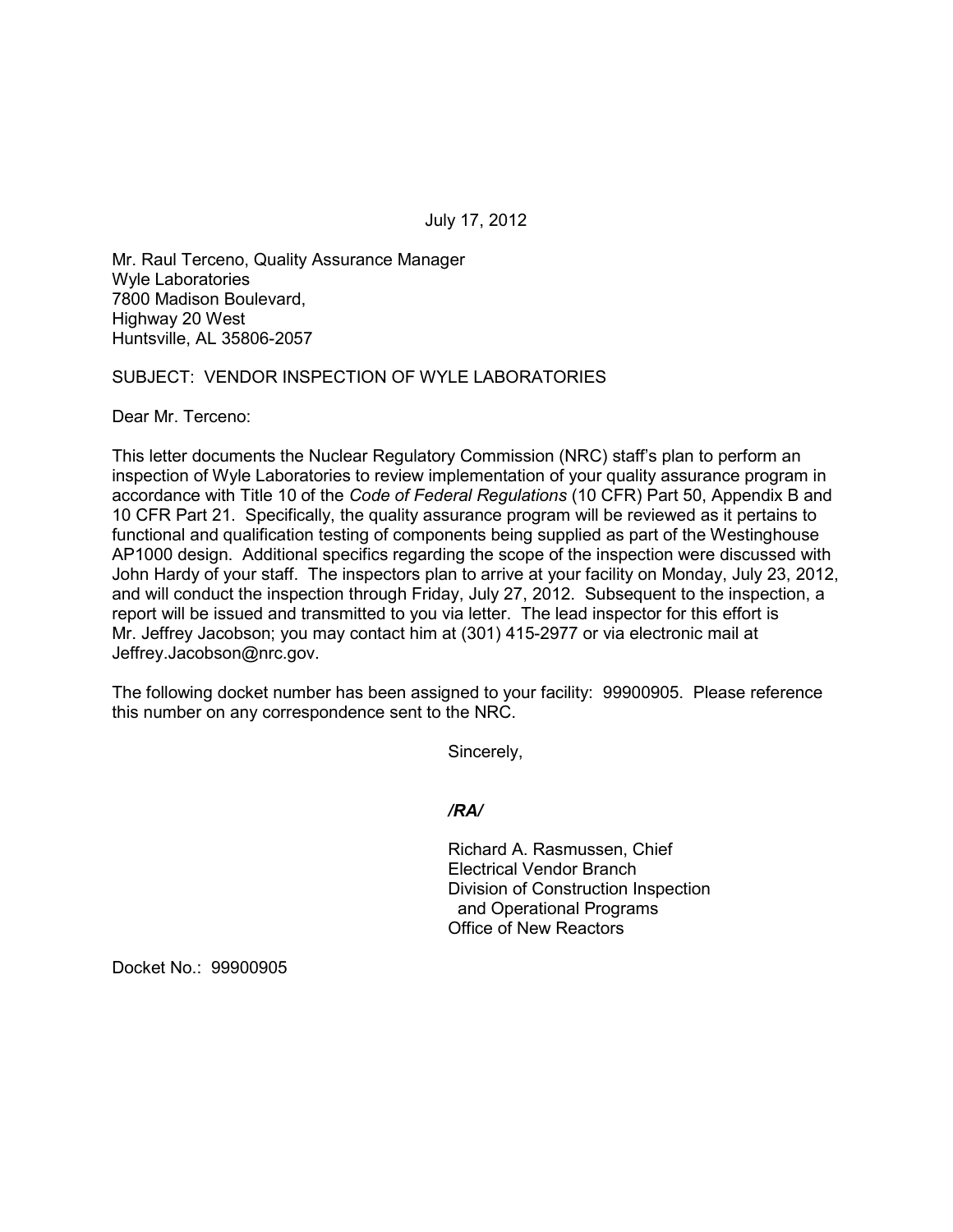July 17, 2012

Mr. Raul Terceno, Quality Assurance Manager
Wyle Laboratories
7800 Madison Boulevard,
Highway 20 West
Huntsville, AL 35806-2057

SUBJECT: VENDOR INSPECTION OF WYLE LABORATORIES

Dear Mr. Terceno:

This letter documents the Nuclear Regulatory Commission (NRC) staff's plan to perform an inspection of Wyle Laboratories to review implementation of your quality assurance program in accordance with Title 10 of the *Code of Federal Regulations* (10 CFR) Part 50, Appendix B and 10 CFR Part 21. Specifically, the quality assurance program will be reviewed as it pertains to functional and qualification testing of components being supplied as part of the Westinghouse AP1000 design. Additional specifics regarding the scope of the inspection were discussed with John Hardy of your staff. The inspectors plan to arrive at your facility on Monday, July 23, 2012, and will conduct the inspection through Friday, July 27, 2012. Subsequent to the inspection, a report will be issued and transmitted to you via letter. The lead inspector for this effort is Mr. Jeffrey Jacobson; you may contact him at (301) 415-2977 or via electronic mail at Jeffrey.Jacobson@nrc.gov.

The following docket number has been assigned to your facility: 99900905. Please reference this number on any correspondence sent to the NRC.

Sincerely,

*/RA/*

Richard A. Rasmussen, Chief
Electrical Vendor Branch
Division of Construction Inspection
and Operational Programs
Office of New Reactors

Docket No.: 99900905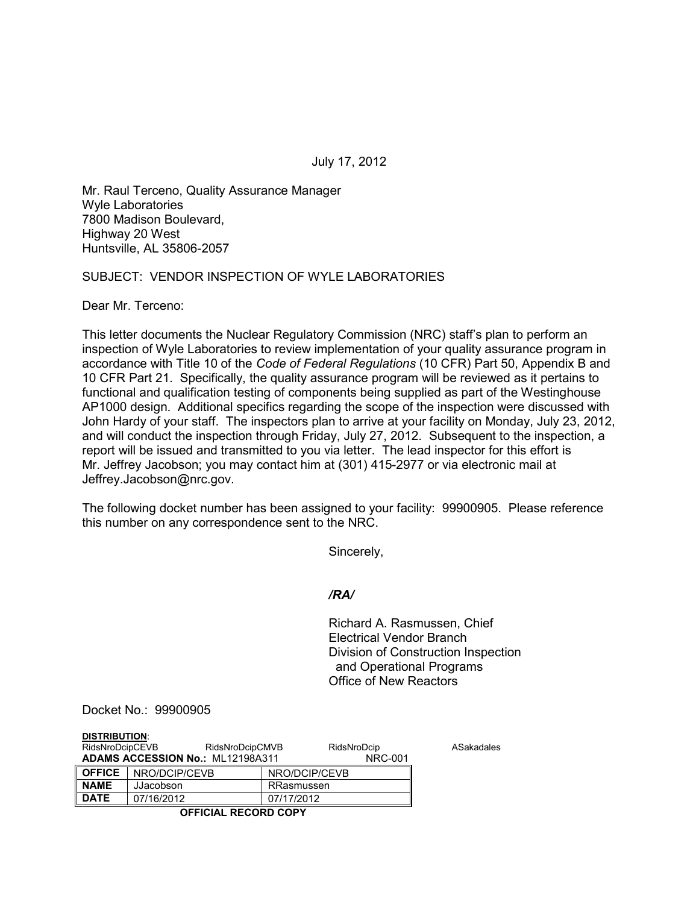July 17, 2012

Mr. Raul Terceno, Quality Assurance Manager
Wyle Laboratories
7800 Madison Boulevard,
Highway 20 West
Huntsville, AL 35806-2057

SUBJECT: VENDOR INSPECTION OF WYLE LABORATORIES

Dear Mr. Terceno:

This letter documents the Nuclear Regulatory Commission (NRC) staff's plan to perform an inspection of Wyle Laboratories to review implementation of your quality assurance program in accordance with Title 10 of the *Code of Federal Regulations* (10 CFR) Part 50, Appendix B and 10 CFR Part 21. Specifically, the quality assurance program will be reviewed as it pertains to functional and qualification testing of components being supplied as part of the Westinghouse AP1000 design. Additional specifics regarding the scope of the inspection were discussed with John Hardy of your staff. The inspectors plan to arrive at your facility on Monday, July 23, 2012, and will conduct the inspection through Friday, July 27, 2012. Subsequent to the inspection, a report will be issued and transmitted to you via letter. The lead inspector for this effort is Mr. Jeffrey Jacobson; you may contact him at (301) 415-2977 or via electronic mail at Jeffrey.Jacobson@nrc.gov.

The following docket number has been assigned to your facility: 99900905. Please reference this number on any correspondence sent to the NRC.

Sincerely,

*/RA/*

Richard A. Rasmussen, Chief
Electrical Vendor Branch
Division of Construction Inspection
and Operational Programs
Office of New Reactors

Docket No.: 99900905

**DISTRIBUTION**:
RidsNroDcipCEVB RidsNroDcipCMVB RidsNroDcip ASakadales

**ADAMS ACCESSION No.:** ML12198A311 NRC-001

| **OFFICE** | NRO/DCIP/CEVB | NRO/DCIP/CEVB |
|---|---|---|
| **NAME** | JJacobson | RRasmussen |
| **DATE** | 07/16/2012 | 07/17/2012 |

**OFFICIAL RECORD COPY**